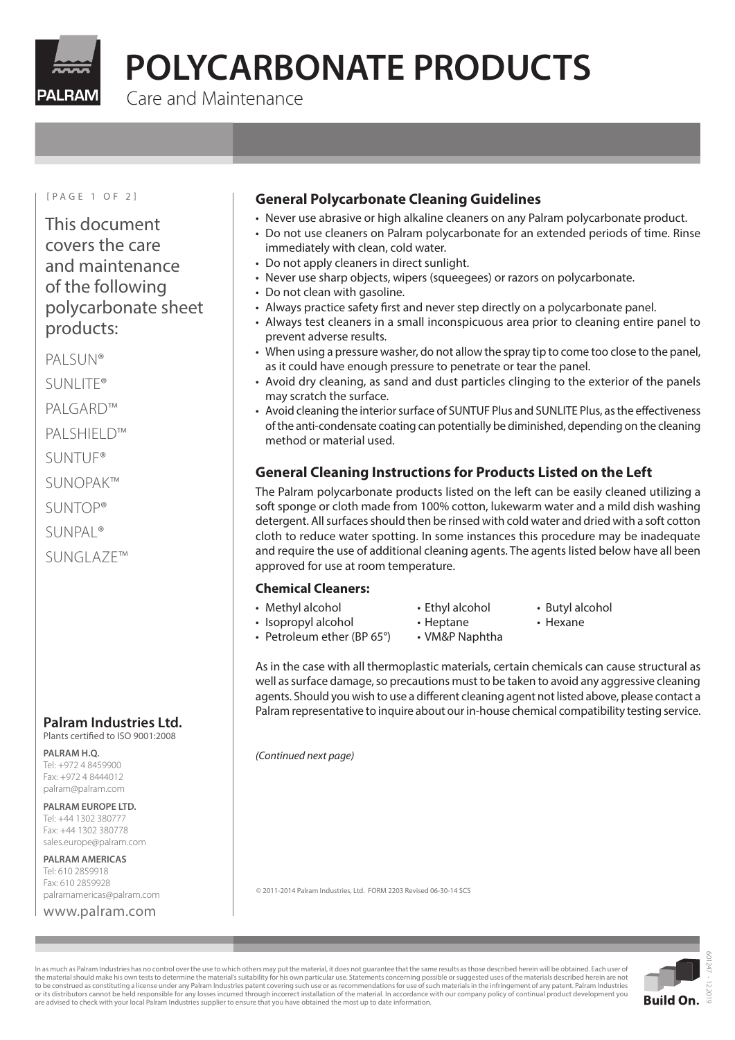# POLYCARBONATE PRODUCTS

Care and Maintenance

This document covers the care and maintenance of the following polycarbonate sheet products:

PALSUN®

SUNLITE®

PALGARD™

PALSHIELD™

SUNTUF®

SUNOPAK™

SUNTOP®

SUNPAL®

SUNGLAZE™

## General Polycarbonate Cleaning Guidelines

- Never use abrasive or high alkaline cleaners on any Palram polycarbonate product.
- Do not use cleaners on Palram polycarbonate for an extended periods of time. Rinse immediately with clean, cold water.
- Do not apply cleaners in direct sunlight.
- Never use sharp objects, wipers (squeegees) or razors on polycarbonate.
- Do not clean with gasoline.
- Always practice safety first and never step directly on a polycarbonate panel.
- Always test cleaners in a small inconspicuous area prior to cleaning entire panel to prevent adverse results.
- When using a pressure washer, do not allow the spray tip to come too close to the panel, as it could have enough pressure to penetrate or tear the panel.
- Avoid dry cleaning, as sand and dust particles clinging to the exterior of the panels may scratch the surface.
- Avoid cleaning the interior surface of SUNTUF Plus and SUNLITE Plus, as the effectiveness of the anti-condensate coating can potentially be diminished, depending on the cleaning method or material used.

## General Cleaning Instructions for Products Listed on the Left

The Palram polycarbonate products listed on the left can be easily cleaned utilizing a soft sponge or cloth made from 100% cotton, lukewarm water and a mild dish washing detergent. All surfaces should then be rinsed with cold water and dried with a soft cotton cloth to reduce water spotting. In some instances this procedure may be inadequate and require the use of additional cleaning agents. The agents listed below have all been approved for use at room temperature.

### Chemical Cleaners:

- Methyl alcohol
- Isopropyl alcohol
- Petroleum ether (BP 65°)
- Ethyl alcohol
- Heptane
- VM&P Naphtha
- Butyl alcohol
- Hexane

As in the case with all thermoplastic materials, certain chemicals can cause structural as well as surface damage, so precautions must to be taken to avoid any aggressive cleaning agents. Should you wish to use a different cleaning agent not listed above, please contact a Palram representative to inquire about our in-house chemical compatibility testing service.

*(Continued next page)*

© 2011-2014 Palram Industries, Ltd. FORM 2203 Revised 06-30-14 SCS

**Palram Industries Ltd.**
Plants certified to ISO 9001:2008

**PALRAM H.Q.**
Tel: +972 4 8459900
Fax: +972 4 8444012
palram@palram.com

**PALRAM EUROPE LTD.**
Tel: +44 1302 380777
Fax: +44 1302 380778
sales.europe@palram.com

**PALRAM AMERICAS**
Tel: 610 2859918
Fax: 610 2859928
palramamericas@palram.com

www.palram.com

In as much as Palram Industries has no control over the use to which others may put the material, it does not guarantee that the same results as those described herein will be obtained. Each user of the material should make his own tests to determine the material's suitability for his own particular use. Statements concerning possible or suggested uses of the materials described herein are not to be construed as constituting a license under any Palram Industries patent covering such use or as recommendations for use of such materials in the infringement of any patent. Palram Industries or its distributors cannot be held responsible for any losses incurred through incorrect installation of the material. In accordance with our company policy of continual product development you are advised to check with your local Palram Industries supplier to ensure that you have obtained the most up to date information.

Build On.

60247 - 12.2019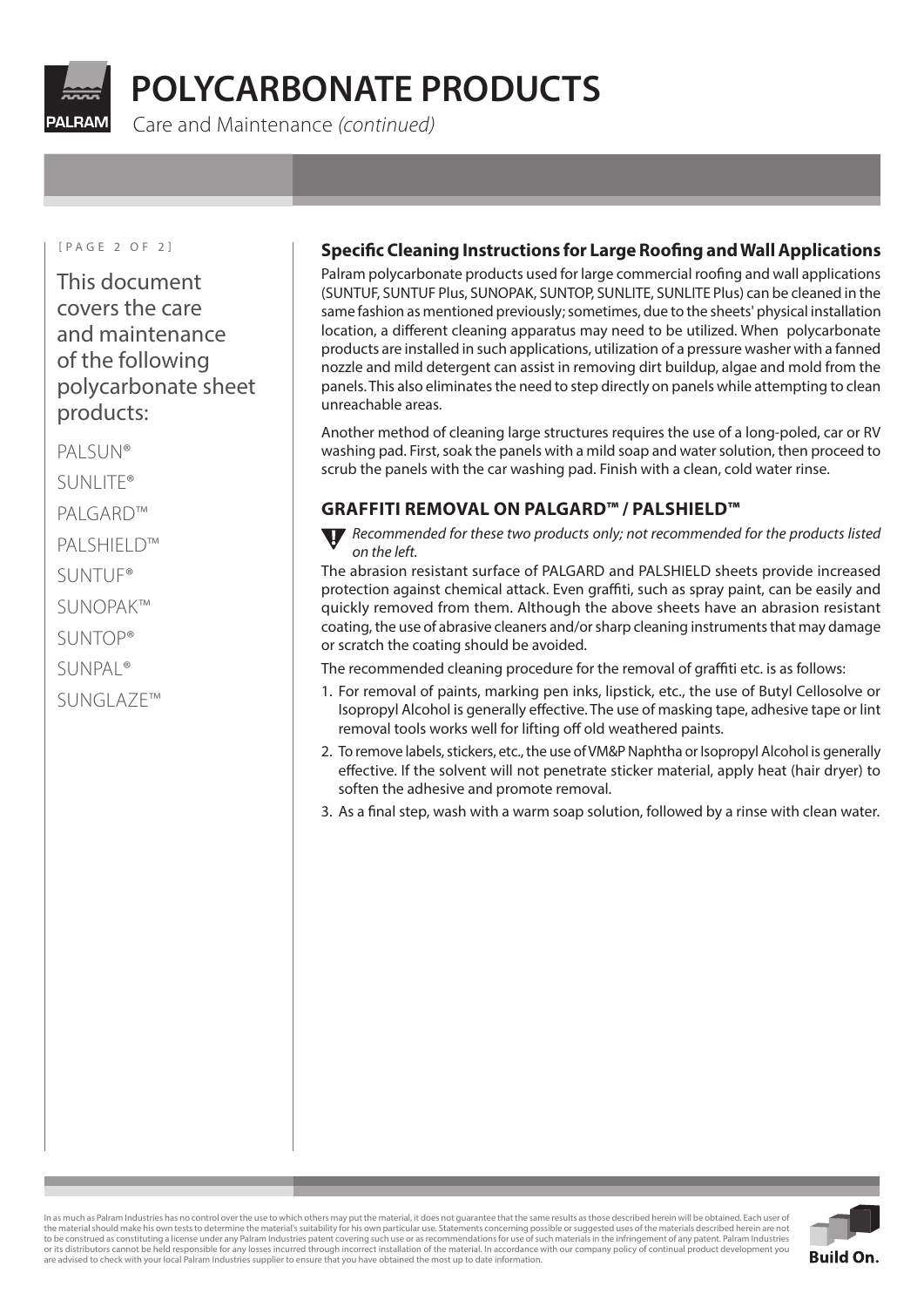# POLYCARBONATE PRODUCTS

Care and Maintenance *(continued)*

This document covers the care and maintenance of the following polycarbonate sheet products:

PALSUN®

SUNLITE®

PALGARD™

PALSHIELD™

SUNTUF®

SUNOPAK™

SUNTOP®

SUNPAL®

SUNGLAZE™

## Specific Cleaning Instructions for Large Roofing and Wall Applications

Palram polycarbonate products used for large commercial roofing and wall applications (SUNTUF, SUNTUF Plus, SUNOPAK, SUNTOP, SUNLITE, SUNLITE Plus) can be cleaned in the same fashion as mentioned previously; sometimes, due to the sheets' physical installation location, a different cleaning apparatus may need to be utilized. When polycarbonate products are installed in such applications, utilization of a pressure washer with a fanned nozzle and mild detergent can assist in removing dirt buildup, algae and mold from the panels. This also eliminates the need to step directly on panels while attempting to clean unreachable areas.

Another method of cleaning large structures requires the use of a long-poled, car or RV washing pad. First, soak the panels with a mild soap and water solution, then proceed to scrub the panels with the car washing pad. Finish with a clean, cold water rinse.

## GRAFFITI REMOVAL ON PALGARD™ / PALSHIELD™

*Recommended for these two products only; not recommended for the products listed on the left.*

The abrasion resistant surface of PALGARD and PALSHIELD sheets provide increased protection against chemical attack. Even graffiti, such as spray paint, can be easily and quickly removed from them. Although the above sheets have an abrasion resistant coating, the use of abrasive cleaners and/or sharp cleaning instruments that may damage or scratch the coating should be avoided.

The recommended cleaning procedure for the removal of graffiti etc. is as follows:

1. For removal of paints, marking pen inks, lipstick, etc., the use of Butyl Cellosolve or Isopropyl Alcohol is generally effective. The use of masking tape, adhesive tape or lint removal tools works well for lifting off old weathered paints.
2. To remove labels, stickers, etc., the use of VM&P Naphtha or Isopropyl Alcohol is generally effective. If the solvent will not penetrate sticker material, apply heat (hair dryer) to soften the adhesive and promote removal.
3. As a final step, wash with a warm soap solution, followed by a rinse with clean water.

In as much as Palram Industries has no control over the use to which others may put the material, it does not guarantee that the same results as those described herein will be obtained. Each user of the material should make his own tests to determine the material's suitability for his own particular use. Statements concerning possible or suggested uses of the materials described herein are not to be construed as constituting a license under any Palram Industries patent covering such use or as recommendations for use of such materials in the infringement of any patent. Palram Industries or its distributors cannot be held responsible for any losses incurred through incorrect installation of the material. In accordance with our company policy of continual product development you are advised to check with your local Palram Industries supplier to ensure that you have obtained the most up to date information.

Build On.